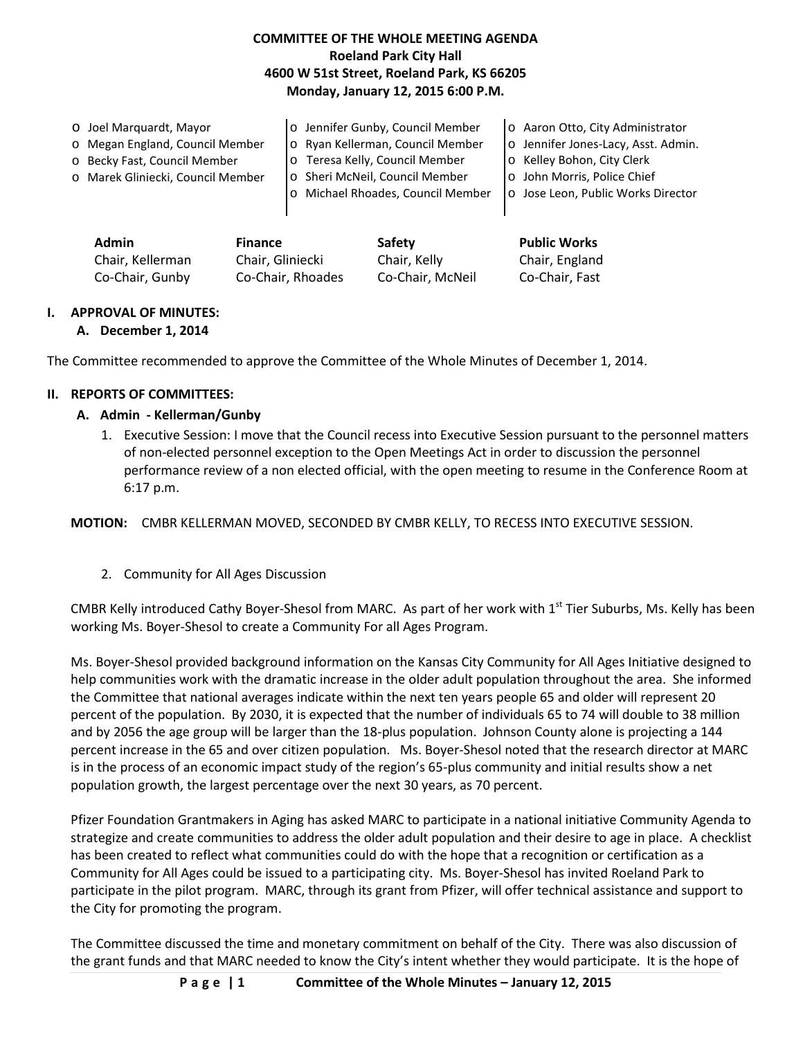**COMMITTEE OF THE WHOLE MEETING AGENDA**
**Roeland Park City Hall**
**4600 W 51st Street, Roeland Park, KS 66205**
**Monday, January 12, 2015 6:00 P.M.**

- o Joel Marquardt, Mayor
- o Megan England, Council Member
- o Becky Fast, Council Member
- o Marek Gliniecki, Council Member
- o Jennifer Gunby, Council Member
- o Ryan Kellerman, Council Member
- o Teresa Kelly, Council Member
- o Sheri McNeil, Council Member
- o Michael Rhoades, Council Member
- o Aaron Otto, City Administrator
- o Jennifer Jones-Lacy, Asst. Admin.
- o Kelley Bohon, City Clerk
- o John Morris, Police Chief
- o Jose Leon, Public Works Director

| **Admin** | **Finance** | **Safety** | **Public Works** |
|---|---|---|---|
| Chair, Kellerman | Chair, Gliniecki | Chair, Kelly | Chair, England |
| Co-Chair, Gunby | Co-Chair, Rhoades | Co-Chair, McNeil | Co-Chair, Fast |

## I. APPROVAL OF MINUTES:

### A. December 1, 2014

The Committee recommended to approve the Committee of the Whole Minutes of December 1, 2014.

## II. REPORTS OF COMMITTEES:

### A. Admin - Kellerman/Gunby

1. Executive Session: I move that the Council recess into Executive Session pursuant to the personnel matters of non-elected personnel exception to the Open Meetings Act in order to discussion the personnel performance review of a non elected official, with the open meeting to resume in the Conference Room at 6:17 p.m.

**MOTION:** CMBR KELLERMAN MOVED, SECONDED BY CMBR KELLY, TO RECESS INTO EXECUTIVE SESSION.

2. Community for All Ages Discussion

CMBR Kelly introduced Cathy Boyer-Shesol from MARC. As part of her work with 1st Tier Suburbs, Ms. Kelly has been working Ms. Boyer-Shesol to create a Community For all Ages Program.

Ms. Boyer-Shesol provided background information on the Kansas City Community for All Ages Initiative designed to help communities work with the dramatic increase in the older adult population throughout the area. She informed the Committee that national averages indicate within the next ten years people 65 and older will represent 20 percent of the population. By 2030, it is expected that the number of individuals 65 to 74 will double to 38 million and by 2056 the age group will be larger than the 18-plus population. Johnson County alone is projecting a 144 percent increase in the 65 and over citizen population. Ms. Boyer-Shesol noted that the research director at MARC is in the process of an economic impact study of the region's 65-plus community and initial results show a net population growth, the largest percentage over the next 30 years, as 70 percent.

Pfizer Foundation Grantmakers in Aging has asked MARC to participate in a national initiative Community Agenda to strategize and create communities to address the older adult population and their desire to age in place. A checklist has been created to reflect what communities could do with the hope that a recognition or certification as a Community for All Ages could be issued to a participating city. Ms. Boyer-Shesol has invited Roeland Park to participate in the pilot program. MARC, through its grant from Pfizer, will offer technical assistance and support to the City for promoting the program.

The Committee discussed the time and monetary commitment on behalf of the City. There was also discussion of the grant funds and that MARC needed to know the City's intent whether they would participate. It is the hope of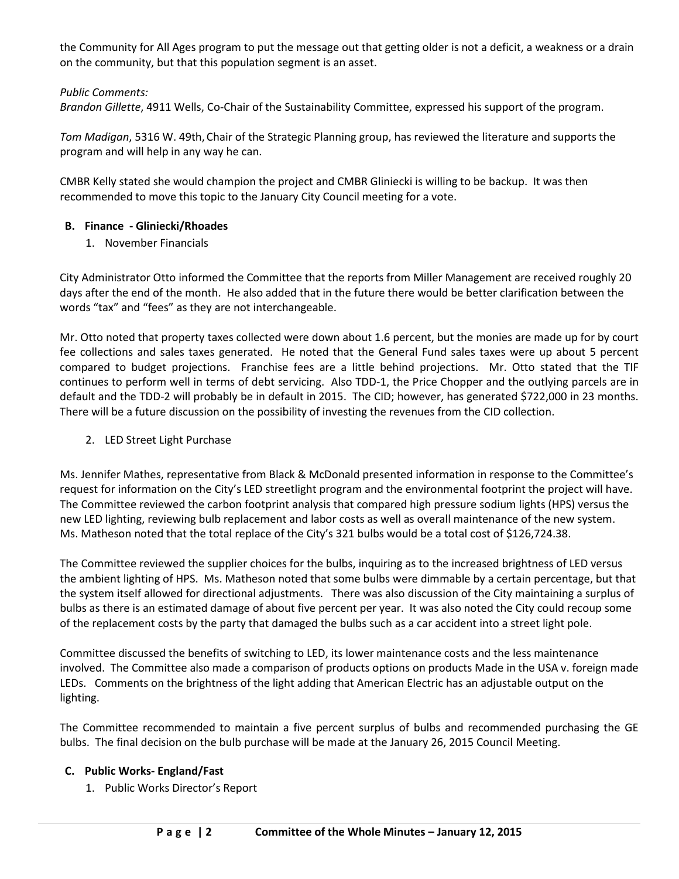the Community for All Ages program to put the message out that getting older is not a deficit, a weakness or a drain on the community, but that this population segment is an asset.

*Public Comments:*
*Brandon Gillette*, 4911 Wells, Co-Chair of the Sustainability Committee, expressed his support of the program.

*Tom Madigan*, 5316 W. 49th, Chair of the Strategic Planning group, has reviewed the literature and supports the program and will help in any way he can.

CMBR Kelly stated she would champion the project and CMBR Gliniecki is willing to be backup. It was then recommended to move this topic to the January City Council meeting for a vote.

**B. Finance - Gliniecki/Rhoades**

1. November Financials

City Administrator Otto informed the Committee that the reports from Miller Management are received roughly 20 days after the end of the month. He also added that in the future there would be better clarification between the words "tax" and "fees" as they are not interchangeable.

Mr. Otto noted that property taxes collected were down about 1.6 percent, but the monies are made up for by court fee collections and sales taxes generated. He noted that the General Fund sales taxes were up about 5 percent compared to budget projections. Franchise fees are a little behind projections. Mr. Otto stated that the TIF continues to perform well in terms of debt servicing. Also TDD-1, the Price Chopper and the outlying parcels are in default and the TDD-2 will probably be in default in 2015. The CID; however, has generated $722,000 in 23 months. There will be a future discussion on the possibility of investing the revenues from the CID collection.

2. LED Street Light Purchase

Ms. Jennifer Mathes, representative from Black & McDonald presented information in response to the Committee's request for information on the City's LED streetlight program and the environmental footprint the project will have. The Committee reviewed the carbon footprint analysis that compared high pressure sodium lights (HPS) versus the new LED lighting, reviewing bulb replacement and labor costs as well as overall maintenance of the new system. Ms. Matheson noted that the total replace of the City's 321 bulbs would be a total cost of $126,724.38.

The Committee reviewed the supplier choices for the bulbs, inquiring as to the increased brightness of LED versus the ambient lighting of HPS. Ms. Matheson noted that some bulbs were dimmable by a certain percentage, but that the system itself allowed for directional adjustments. There was also discussion of the City maintaining a surplus of bulbs as there is an estimated damage of about five percent per year. It was also noted the City could recoup some of the replacement costs by the party that damaged the bulbs such as a car accident into a street light pole.

Committee discussed the benefits of switching to LED, its lower maintenance costs and the less maintenance involved. The Committee also made a comparison of products options on products Made in the USA v. foreign made LEDs. Comments on the brightness of the light adding that American Electric has an adjustable output on the lighting.

The Committee recommended to maintain a five percent surplus of bulbs and recommended purchasing the GE bulbs. The final decision on the bulb purchase will be made at the January 26, 2015 Council Meeting.

**C. Public Works- England/Fast**

1. Public Works Director's Report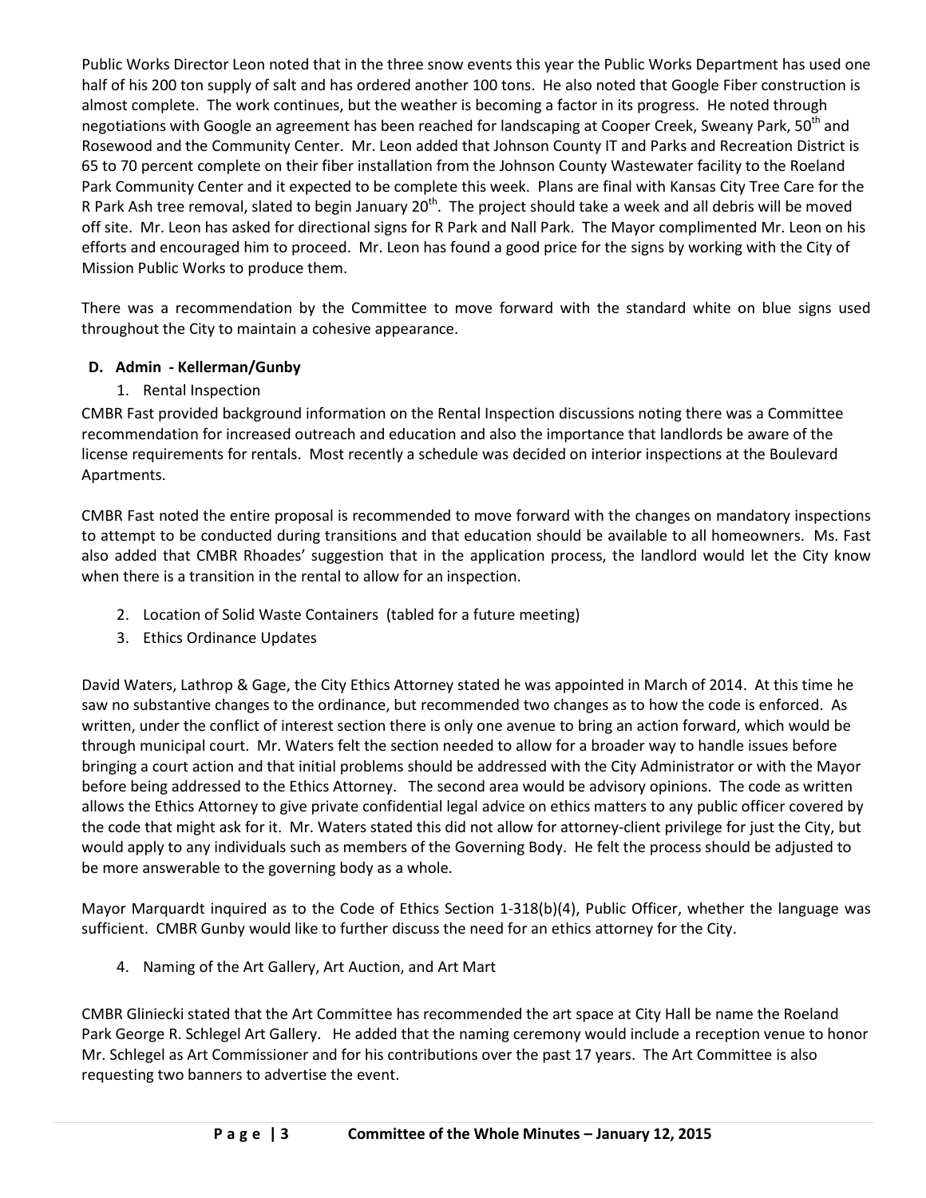Public Works Director Leon noted that in the three snow events this year the Public Works Department has used one half of his 200 ton supply of salt and has ordered another 100 tons. He also noted that Google Fiber construction is almost complete. The work continues, but the weather is becoming a factor in its progress. He noted through negotiations with Google an agreement has been reached for landscaping at Cooper Creek, Sweany Park, 50th and Rosewood and the Community Center. Mr. Leon added that Johnson County IT and Parks and Recreation District is 65 to 70 percent complete on their fiber installation from the Johnson County Wastewater facility to the Roeland Park Community Center and it expected to be complete this week. Plans are final with Kansas City Tree Care for the R Park Ash tree removal, slated to begin January 20th. The project should take a week and all debris will be moved off site. Mr. Leon has asked for directional signs for R Park and Nall Park. The Mayor complimented Mr. Leon on his efforts and encouraged him to proceed. Mr. Leon has found a good price for the signs by working with the City of Mission Public Works to produce them.

There was a recommendation by the Committee to move forward with the standard white on blue signs used throughout the City to maintain a cohesive appearance.

**D. Admin - Kellerman/Gunby**

1. Rental Inspection

CMBR Fast provided background information on the Rental Inspection discussions noting there was a Committee recommendation for increased outreach and education and also the importance that landlords be aware of the license requirements for rentals. Most recently a schedule was decided on interior inspections at the Boulevard Apartments.

CMBR Fast noted the entire proposal is recommended to move forward with the changes on mandatory inspections to attempt to be conducted during transitions and that education should be available to all homeowners. Ms. Fast also added that CMBR Rhoades' suggestion that in the application process, the landlord would let the City know when there is a transition in the rental to allow for an inspection.

2. Location of Solid Waste Containers (tabled for a future meeting)
3. Ethics Ordinance Updates

David Waters, Lathrop & Gage, the City Ethics Attorney stated he was appointed in March of 2014. At this time he saw no substantive changes to the ordinance, but recommended two changes as to how the code is enforced. As written, under the conflict of interest section there is only one avenue to bring an action forward, which would be through municipal court. Mr. Waters felt the section needed to allow for a broader way to handle issues before bringing a court action and that initial problems should be addressed with the City Administrator or with the Mayor before being addressed to the Ethics Attorney. The second area would be advisory opinions. The code as written allows the Ethics Attorney to give private confidential legal advice on ethics matters to any public officer covered by the code that might ask for it. Mr. Waters stated this did not allow for attorney-client privilege for just the City, but would apply to any individuals such as members of the Governing Body. He felt the process should be adjusted to be more answerable to the governing body as a whole.

Mayor Marquardt inquired as to the Code of Ethics Section 1-318(b)(4), Public Officer, whether the language was sufficient. CMBR Gunby would like to further discuss the need for an ethics attorney for the City.

4. Naming of the Art Gallery, Art Auction, and Art Mart

CMBR Gliniecki stated that the Art Committee has recommended the art space at City Hall be name the Roeland Park George R. Schlegel Art Gallery. He added that the naming ceremony would include a reception venue to honor Mr. Schlegel as Art Commissioner and for his contributions over the past 17 years. The Art Committee is also requesting two banners to advertise the event.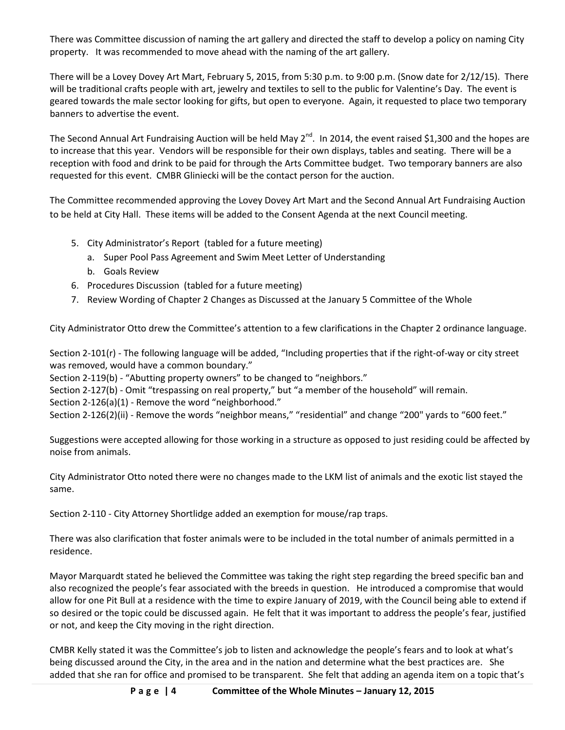There was Committee discussion of naming the art gallery and directed the staff to develop a policy on naming City property. It was recommended to move ahead with the naming of the art gallery.

There will be a Lovey Dovey Art Mart, February 5, 2015, from 5:30 p.m. to 9:00 p.m. (Snow date for 2/12/15). There will be traditional crafts people with art, jewelry and textiles to sell to the public for Valentine's Day. The event is geared towards the male sector looking for gifts, but open to everyone. Again, it requested to place two temporary banners to advertise the event.

The Second Annual Art Fundraising Auction will be held May 2nd. In 2014, the event raised $1,300 and the hopes are to increase that this year. Vendors will be responsible for their own displays, tables and seating. There will be a reception with food and drink to be paid for through the Arts Committee budget. Two temporary banners are also requested for this event. CMBR Gliniecki will be the contact person for the auction.

The Committee recommended approving the Lovey Dovey Art Mart and the Second Annual Art Fundraising Auction to be held at City Hall. These items will be added to the Consent Agenda at the next Council meeting.

5. City Administrator's Report (tabled for a future meeting)
    a. Super Pool Pass Agreement and Swim Meet Letter of Understanding
    b. Goals Review
6. Procedures Discussion (tabled for a future meeting)
7. Review Wording of Chapter 2 Changes as Discussed at the January 5 Committee of the Whole

City Administrator Otto drew the Committee's attention to a few clarifications in the Chapter 2 ordinance language.

Section 2-101(r) - The following language will be added, "Including properties that if the right-of-way or city street was removed, would have a common boundary."
Section 2-119(b) - "Abutting property owners" to be changed to "neighbors."
Section 2-127(b) - Omit "trespassing on real property," but "a member of the household" will remain.
Section 2-126(a)(1) - Remove the word "neighborhood."
Section 2-126(2)(ii) - Remove the words "neighbor means," "residential" and change "200" yards to "600 feet."

Suggestions were accepted allowing for those working in a structure as opposed to just residing could be affected by noise from animals.

City Administrator Otto noted there were no changes made to the LKM list of animals and the exotic list stayed the same.

Section 2-110 - City Attorney Shortlidge added an exemption for mouse/rap traps.

There was also clarification that foster animals were to be included in the total number of animals permitted in a residence.

Mayor Marquardt stated he believed the Committee was taking the right step regarding the breed specific ban and also recognized the people's fear associated with the breeds in question. He introduced a compromise that would allow for one Pit Bull at a residence with the time to expire January of 2019, with the Council being able to extend if so desired or the topic could be discussed again. He felt that it was important to address the people's fear, justified or not, and keep the City moving in the right direction.

CMBR Kelly stated it was the Committee's job to listen and acknowledge the people's fears and to look at what's being discussed around the City, in the area and in the nation and determine what the best practices are. She added that she ran for office and promised to be transparent. She felt that adding an agenda item on a topic that's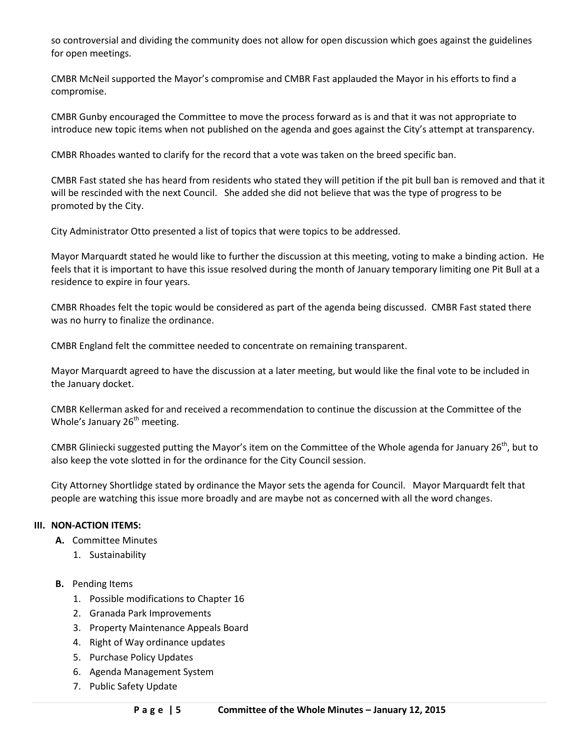so controversial and dividing the community does not allow for open discussion which goes against the guidelines for open meetings.

CMBR McNeil supported the Mayor's compromise and CMBR Fast applauded the Mayor in his efforts to find a compromise.

CMBR Gunby encouraged the Committee to move the process forward as is and that it was not appropriate to introduce new topic items when not published on the agenda and goes against the City's attempt at transparency.

CMBR Rhoades wanted to clarify for the record that a vote was taken on the breed specific ban.

CMBR Fast stated she has heard from residents who stated they will petition if the pit bull ban is removed and that it will be rescinded with the next Council. She added she did not believe that was the type of progress to be promoted by the City.

City Administrator Otto presented a list of topics that were topics to be addressed.

Mayor Marquardt stated he would like to further the discussion at this meeting, voting to make a binding action. He feels that it is important to have this issue resolved during the month of January temporary limiting one Pit Bull at a residence to expire in four years.

CMBR Rhoades felt the topic would be considered as part of the agenda being discussed. CMBR Fast stated there was no hurry to finalize the ordinance.

CMBR England felt the committee needed to concentrate on remaining transparent.

Mayor Marquardt agreed to have the discussion at a later meeting, but would like the final vote to be included in the January docket.

CMBR Kellerman asked for and received a recommendation to continue the discussion at the Committee of the Whole's January 26th meeting.

CMBR Gliniecki suggested putting the Mayor's item on the Committee of the Whole agenda for January 26th, but to also keep the vote slotted in for the ordinance for the City Council session.

City Attorney Shortlidge stated by ordinance the Mayor sets the agenda for Council. Mayor Marquardt felt that people are watching this issue more broadly and are maybe not as concerned with all the word changes.

## III. NON-ACTION ITEMS:

**A.** Committee Minutes

1. Sustainability

**B.** Pending Items

1. Possible modifications to Chapter 16
2. Granada Park Improvements
3. Property Maintenance Appeals Board
4. Right of Way ordinance updates
5. Purchase Policy Updates
6. Agenda Management System
7. Public Safety Update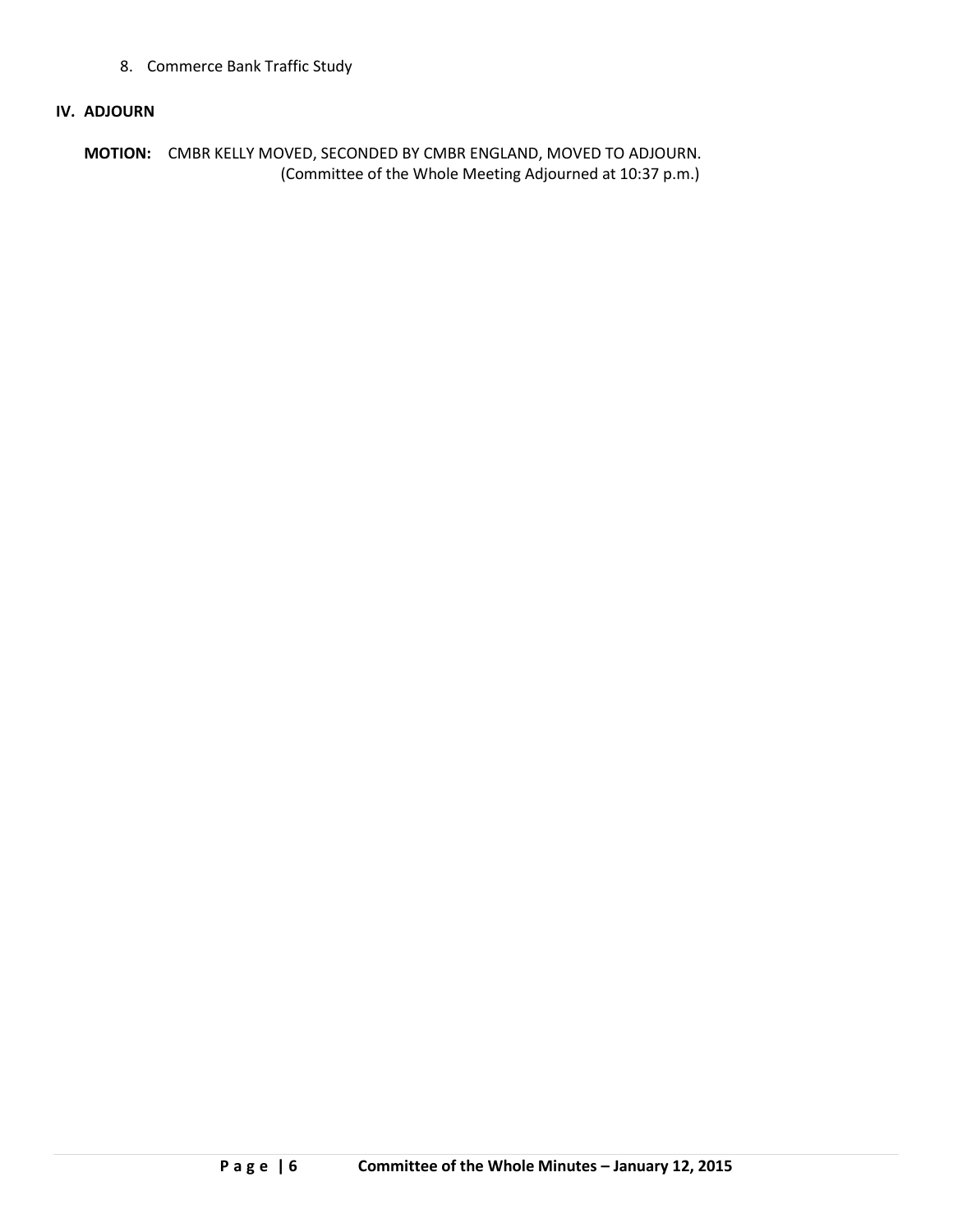8. Commerce Bank Traffic Study

## IV. ADJOURN

**MOTION:** CMBR KELLY MOVED, SECONDED BY CMBR ENGLAND, MOVED TO ADJOURN.
(Committee of the Whole Meeting Adjourned at 10:37 p.m.)